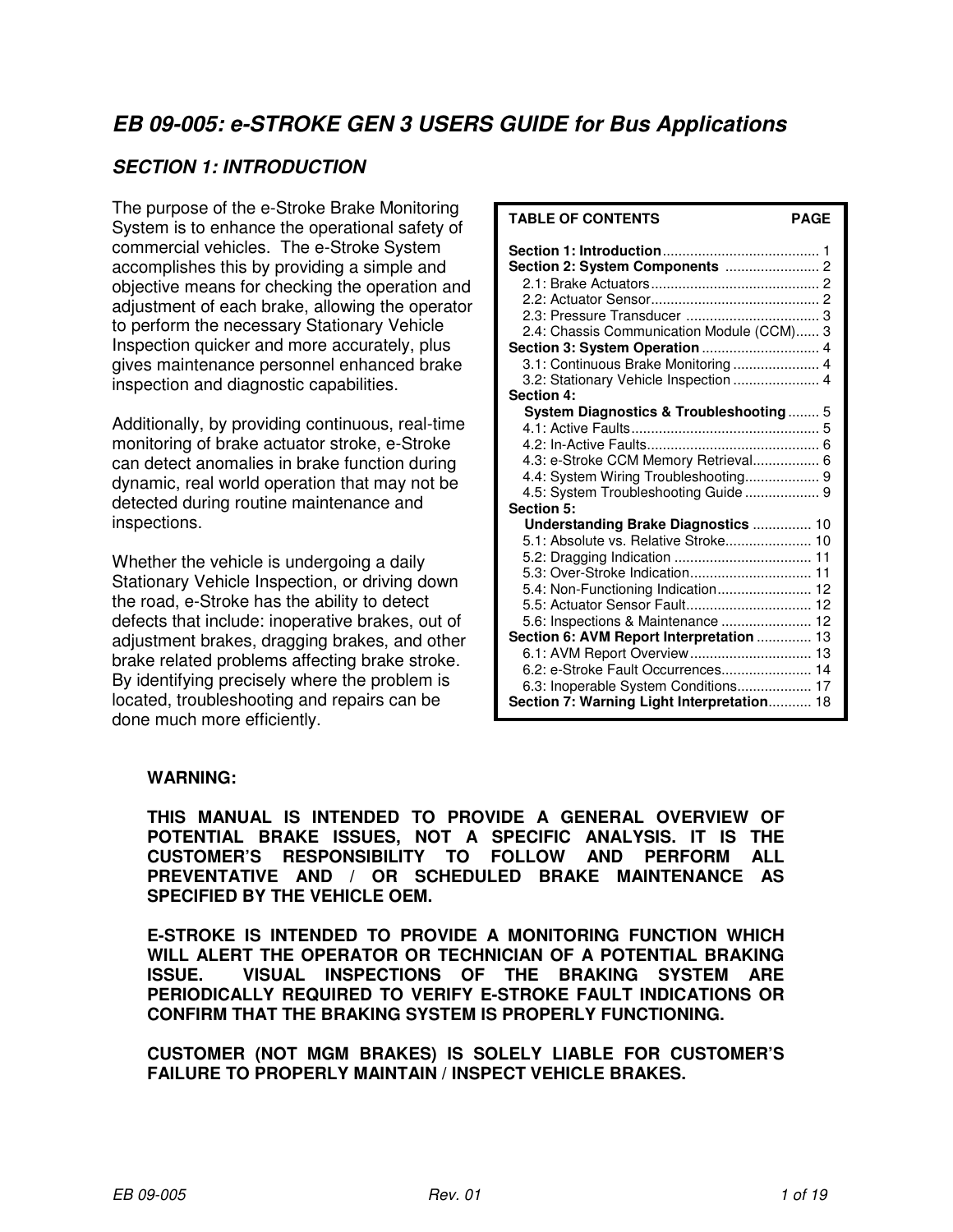# *EB 09-005: e-STROKE GEN 3 USERS GUIDE for Bus Applications*

## *SECTION 1: INTRODUCTION*

The purpose of the e-Stroke Brake Monitoring System is to enhance the operational safety of commercial vehicles. The e-Stroke System accomplishes this by providing a simple and objective means for checking the operation and adjustment of each brake, allowing the operator to perform the necessary Stationary Vehicle Inspection quicker and more accurately, plus gives maintenance personnel enhanced brake inspection and diagnostic capabilities.

Additionally, by providing continuous, real-time monitoring of brake actuator stroke, e-Stroke can detect anomalies in brake function during dynamic, real world operation that may not be detected during routine maintenance and inspections.

Whether the vehicle is undergoing a daily Stationary Vehicle Inspection, or driving down the road, e-Stroke has the ability to detect defects that include: inoperative brakes, out of adjustment brakes, dragging brakes, and other brake related problems affecting brake stroke. By identifying precisely where the problem is located, troubleshooting and repairs can be done much more efficiently.

| TABLE OF CONTENTS | PAGE |
|---|---|
| **Section 1: Introduction** | 1 |
| **Section 2: System Components** | 2 |
| 2.1: Brake Actuators | 2 |
| 2.2: Actuator Sensor | 2 |
| 2.3: Pressure Transducer | 3 |
| 2.4: Chassis Communication Module (CCM) | 3 |
| **Section 3: System Operation** | 4 |
| 3.1: Continuous Brake Monitoring | 4 |
| 3.2: Stationary Vehicle Inspection | 4 |
| **Section 4: System Diagnostics & Troubleshooting** | 5 |
| 4.1: Active Faults | 5 |
| 4.2: In-Active Faults | 6 |
| 4.3: e-Stroke CCM Memory Retrieval | 6 |
| 4.4: System Wiring Troubleshooting | 9 |
| 4.5: System Troubleshooting Guide | 9 |
| **Section 5: Understanding Brake Diagnostics** | 10 |
| 5.1: Absolute vs. Relative Stroke | 10 |
| 5.2: Dragging Indication | 11 |
| 5.3: Over-Stroke Indication | 11 |
| 5.4: Non-Functioning Indication | 12 |
| 5.5: Actuator Sensor Fault | 12 |
| 5.6: Inspections & Maintenance | 12 |
| **Section 6: AVM Report Interpretation** | 13 |
| 6.1: AVM Report Overview | 13 |
| 6.2: e-Stroke Fault Occurrences | 14 |
| 6.3: Inoperable System Conditions | 17 |
| **Section 7: Warning Light Interpretation** | 18 |

**WARNING:**

**THIS MANUAL IS INTENDED TO PROVIDE A GENERAL OVERVIEW OF POTENTIAL BRAKE ISSUES, NOT A SPECIFIC ANALYSIS. IT IS THE CUSTOMER'S RESPONSIBILITY TO FOLLOW AND PERFORM ALL PREVENTATIVE AND / OR SCHEDULED BRAKE MAINTENANCE AS SPECIFIED BY THE VEHICLE OEM.**

**E-STROKE IS INTENDED TO PROVIDE A MONITORING FUNCTION WHICH WILL ALERT THE OPERATOR OR TECHNICIAN OF A POTENTIAL BRAKING ISSUE. VISUAL INSPECTIONS OF THE BRAKING SYSTEM ARE PERIODICALLY REQUIRED TO VERIFY E-STROKE FAULT INDICATIONS OR CONFIRM THAT THE BRAKING SYSTEM IS PROPERLY FUNCTIONING.**

**CUSTOMER (NOT MGM BRAKES) IS SOLELY LIABLE FOR CUSTOMER'S FAILURE TO PROPERLY MAINTAIN / INSPECT VEHICLE BRAKES.**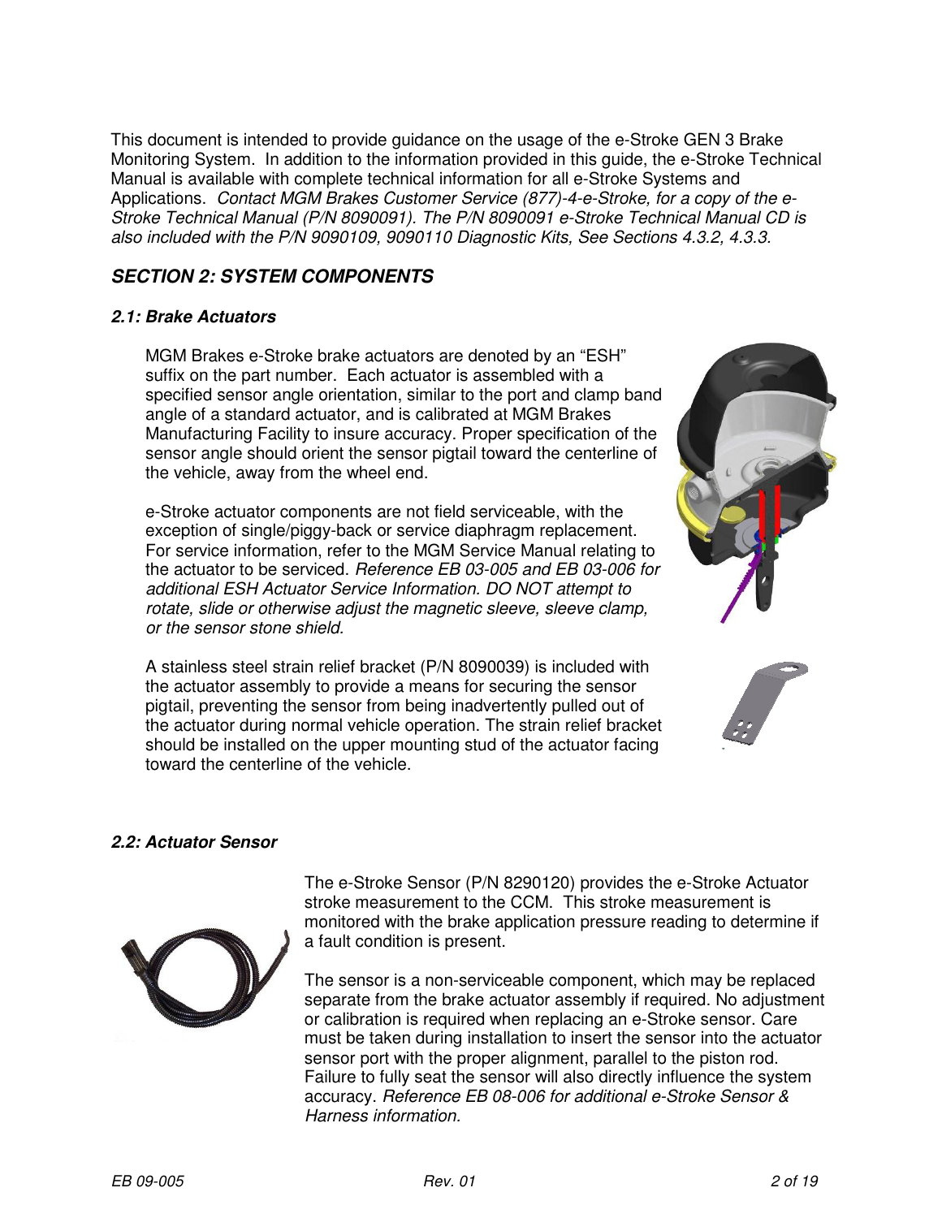This document is intended to provide guidance on the usage of the e-Stroke GEN 3 Brake Monitoring System. In addition to the information provided in this guide, the e-Stroke Technical Manual is available with complete technical information for all e-Stroke Systems and Applications. *Contact MGM Brakes Customer Service (877)-4-e-Stroke, for a copy of the e-Stroke Technical Manual (P/N 8090091). The P/N 8090091 e-Stroke Technical Manual CD is also included with the P/N 9090109, 9090110 Diagnostic Kits, See Sections 4.3.2, 4.3.3.*

## *SECTION 2: SYSTEM COMPONENTS*

### *2.1: Brake Actuators*

MGM Brakes e-Stroke brake actuators are denoted by an "ESH" suffix on the part number. Each actuator is assembled with a specified sensor angle orientation, similar to the port and clamp band angle of a standard actuator, and is calibrated at MGM Brakes Manufacturing Facility to insure accuracy. Proper specification of the sensor angle should orient the sensor pigtail toward the centerline of the vehicle, away from the wheel end.

e-Stroke actuator components are not field serviceable, with the exception of single/piggy-back or service diaphragm replacement. For service information, refer to the MGM Service Manual relating to the actuator to be serviced. *Reference EB 03-005 and EB 03-006 for additional ESH Actuator Service Information. DO NOT attempt to rotate, slide or otherwise adjust the magnetic sleeve, sleeve clamp, or the sensor stone shield.*

A stainless steel strain relief bracket (P/N 8090039) is included with the actuator assembly to provide a means for securing the sensor pigtail, preventing the sensor from being inadvertently pulled out of the actuator during normal vehicle operation. The strain relief bracket should be installed on the upper mounting stud of the actuator facing toward the centerline of the vehicle.

### *2.2: Actuator Sensor*

The e-Stroke Sensor (P/N 8290120) provides the e-Stroke Actuator stroke measurement to the CCM. This stroke measurement is monitored with the brake application pressure reading to determine if a fault condition is present.

The sensor is a non-serviceable component, which may be replaced separate from the brake actuator assembly if required. No adjustment or calibration is required when replacing an e-Stroke sensor. Care must be taken during installation to insert the sensor into the actuator sensor port with the proper alignment, parallel to the piston rod. Failure to fully seat the sensor will also directly influence the system accuracy. *Reference EB 08-006 for additional e-Stroke Sensor & Harness information.*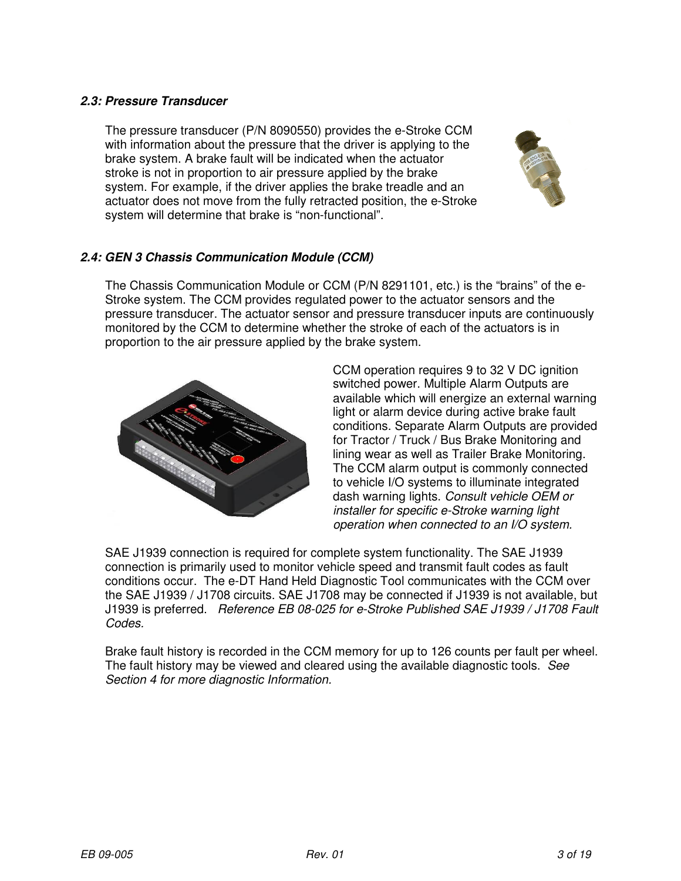### *2.3: Pressure Transducer*

The pressure transducer (P/N 8090550) provides the e-Stroke CCM with information about the pressure that the driver is applying to the brake system. A brake fault will be indicated when the actuator stroke is not in proportion to air pressure applied by the brake system. For example, if the driver applies the brake treadle and an actuator does not move from the fully retracted position, the e-Stroke system will determine that brake is "non-functional".

### *2.4: GEN 3 Chassis Communication Module (CCM)*

The Chassis Communication Module or CCM (P/N 8291101, etc.) is the "brains" of the e-Stroke system. The CCM provides regulated power to the actuator sensors and the pressure transducer. The actuator sensor and pressure transducer inputs are continuously monitored by the CCM to determine whether the stroke of each of the actuators is in proportion to the air pressure applied by the brake system.

CCM operation requires 9 to 32 V DC ignition switched power. Multiple Alarm Outputs are available which will energize an external warning light or alarm device during active brake fault conditions. Separate Alarm Outputs are provided for Tractor / Truck / Bus Brake Monitoring and lining wear as well as Trailer Brake Monitoring. The CCM alarm output is commonly connected to vehicle I/O systems to illuminate integrated dash warning lights. *Consult vehicle OEM or installer for specific e-Stroke warning light operation when connected to an I/O system*.

SAE J1939 connection is required for complete system functionality. The SAE J1939 connection is primarily used to monitor vehicle speed and transmit fault codes as fault conditions occur. The e-DT Hand Held Diagnostic Tool communicates with the CCM over the SAE J1939 / J1708 circuits. SAE J1708 may be connected if J1939 is not available, but J1939 is preferred. *Reference EB 08-025 for e-Stroke Published SAE J1939 / J1708 Fault Codes.*

Brake fault history is recorded in the CCM memory for up to 126 counts per fault per wheel. The fault history may be viewed and cleared using the available diagnostic tools. *See Section 4 for more diagnostic Information.*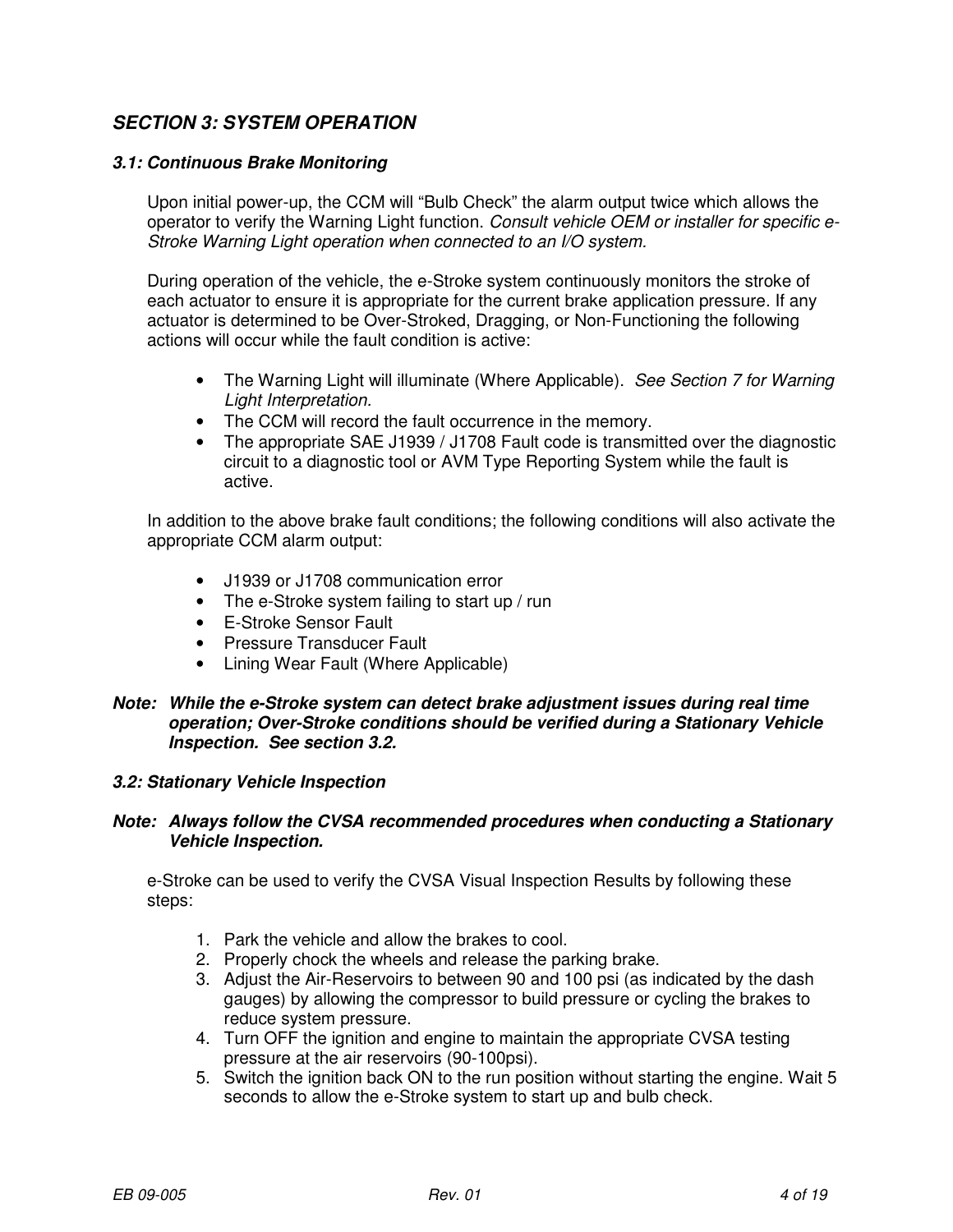## *SECTION 3: SYSTEM OPERATION*

### *3.1: Continuous Brake Monitoring*

Upon initial power-up, the CCM will "Bulb Check" the alarm output twice which allows the operator to verify the Warning Light function. *Consult vehicle OEM or installer for specific e-Stroke Warning Light operation when connected to an I/O system.*

During operation of the vehicle, the e-Stroke system continuously monitors the stroke of each actuator to ensure it is appropriate for the current brake application pressure. If any actuator is determined to be Over-Stroked, Dragging, or Non-Functioning the following actions will occur while the fault condition is active:

- The Warning Light will illuminate (Where Applicable). *See Section 7 for Warning Light Interpretation.*
- The CCM will record the fault occurrence in the memory.
- The appropriate SAE J1939 / J1708 Fault code is transmitted over the diagnostic circuit to a diagnostic tool or AVM Type Reporting System while the fault is active.

In addition to the above brake fault conditions; the following conditions will also activate the appropriate CCM alarm output:

- J1939 or J1708 communication error
- The e-Stroke system failing to start up / run
- E-Stroke Sensor Fault
- Pressure Transducer Fault
- Lining Wear Fault (Where Applicable)

***Note: While the e-Stroke system can detect brake adjustment issues during real time operation; Over-Stroke conditions should be verified during a Stationary Vehicle Inspection. See section 3.2.***

### *3.2: Stationary Vehicle Inspection*

***Note: Always follow the CVSA recommended procedures when conducting a Stationary Vehicle Inspection.***

e-Stroke can be used to verify the CVSA Visual Inspection Results by following these steps:

1. Park the vehicle and allow the brakes to cool.
2. Properly chock the wheels and release the parking brake.
3. Adjust the Air-Reservoirs to between 90 and 100 psi (as indicated by the dash gauges) by allowing the compressor to build pressure or cycling the brakes to reduce system pressure.
4. Turn OFF the ignition and engine to maintain the appropriate CVSA testing pressure at the air reservoirs (90-100psi).
5. Switch the ignition back ON to the run position without starting the engine. Wait 5 seconds to allow the e-Stroke system to start up and bulb check.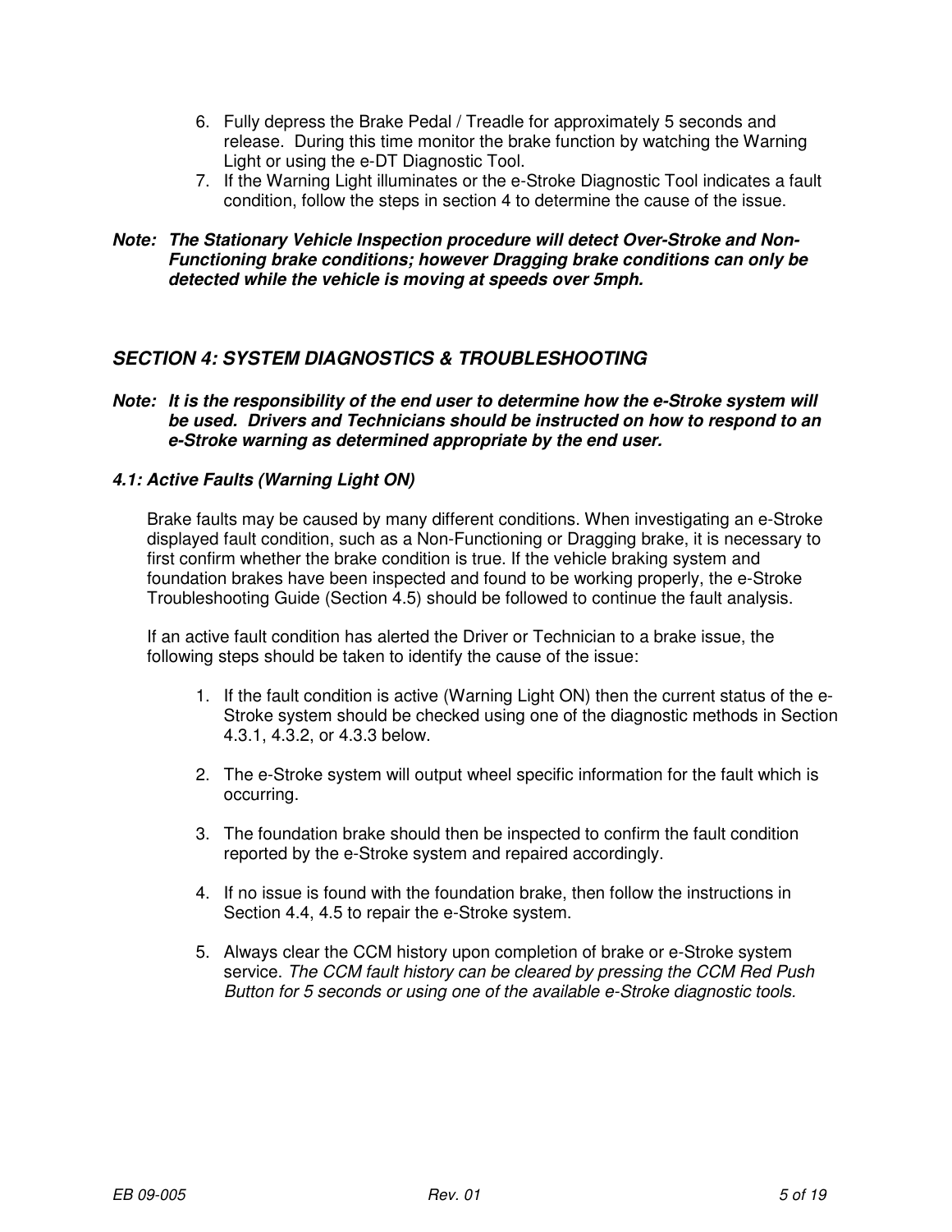6. Fully depress the Brake Pedal / Treadle for approximately 5 seconds and release. During this time monitor the brake function by watching the Warning Light or using the e-DT Diagnostic Tool.
7. If the Warning Light illuminates or the e-Stroke Diagnostic Tool indicates a fault condition, follow the steps in section 4 to determine the cause of the issue.

***Note: The Stationary Vehicle Inspection procedure will detect Over-Stroke and Non-Functioning brake conditions; however Dragging brake conditions can only be detected while the vehicle is moving at speeds over 5mph.***

## *SECTION 4: SYSTEM DIAGNOSTICS & TROUBLESHOOTING*

***Note: It is the responsibility of the end user to determine how the e-Stroke system will be used. Drivers and Technicians should be instructed on how to respond to an e-Stroke warning as determined appropriate by the end user.***

### *4.1: Active Faults (Warning Light ON)*

Brake faults may be caused by many different conditions. When investigating an e-Stroke displayed fault condition, such as a Non-Functioning or Dragging brake, it is necessary to first confirm whether the brake condition is true. If the vehicle braking system and foundation brakes have been inspected and found to be working properly, the e-Stroke Troubleshooting Guide (Section 4.5) should be followed to continue the fault analysis.

If an active fault condition has alerted the Driver or Technician to a brake issue, the following steps should be taken to identify the cause of the issue:

1. If the fault condition is active (Warning Light ON) then the current status of the e-Stroke system should be checked using one of the diagnostic methods in Section 4.3.1, 4.3.2, or 4.3.3 below.

2. The e-Stroke system will output wheel specific information for the fault which is occurring.

3. The foundation brake should then be inspected to confirm the fault condition reported by the e-Stroke system and repaired accordingly.

4. If no issue is found with the foundation brake, then follow the instructions in Section 4.4, 4.5 to repair the e-Stroke system.

5. Always clear the CCM history upon completion of brake or e-Stroke system service. *The CCM fault history can be cleared by pressing the CCM Red Push Button for 5 seconds or using one of the available e-Stroke diagnostic tools.*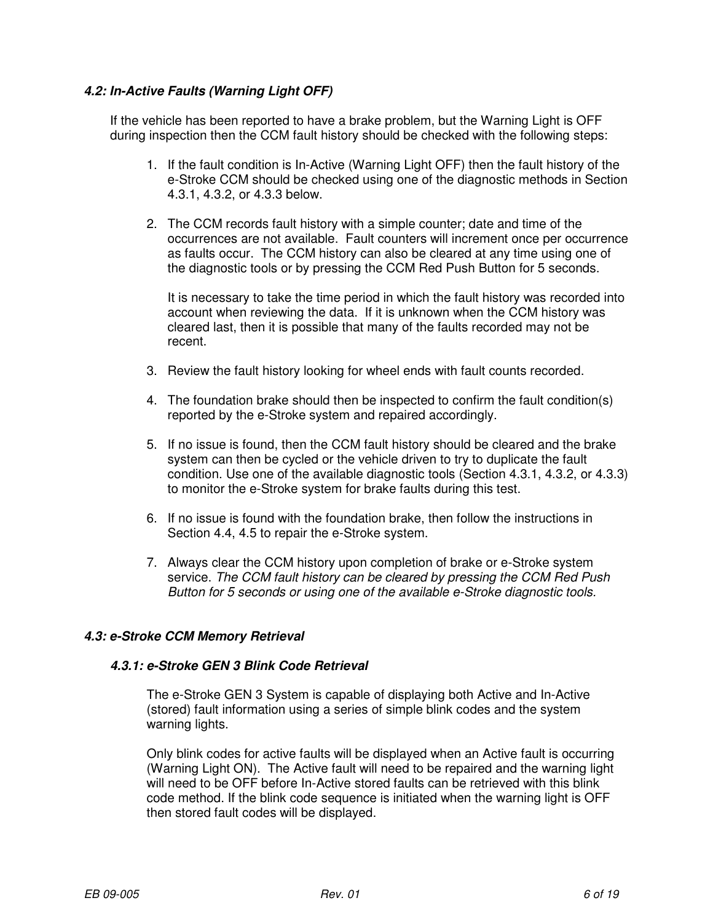### *4.2: In-Active Faults (Warning Light OFF)*

If the vehicle has been reported to have a brake problem, but the Warning Light is OFF during inspection then the CCM fault history should be checked with the following steps:

1. If the fault condition is In-Active (Warning Light OFF) then the fault history of the e-Stroke CCM should be checked using one of the diagnostic methods in Section 4.3.1, 4.3.2, or 4.3.3 below.

2. The CCM records fault history with a simple counter; date and time of the occurrences are not available. Fault counters will increment once per occurrence as faults occur. The CCM history can also be cleared at any time using one of the diagnostic tools or by pressing the CCM Red Push Button for 5 seconds.

   It is necessary to take the time period in which the fault history was recorded into account when reviewing the data. If it is unknown when the CCM history was cleared last, then it is possible that many of the faults recorded may not be recent.

3. Review the fault history looking for wheel ends with fault counts recorded.

4. The foundation brake should then be inspected to confirm the fault condition(s) reported by the e-Stroke system and repaired accordingly.

5. If no issue is found, then the CCM fault history should be cleared and the brake system can then be cycled or the vehicle driven to try to duplicate the fault condition. Use one of the available diagnostic tools (Section 4.3.1, 4.3.2, or 4.3.3) to monitor the e-Stroke system for brake faults during this test.

6. If no issue is found with the foundation brake, then follow the instructions in Section 4.4, 4.5 to repair the e-Stroke system.

7. Always clear the CCM history upon completion of brake or e-Stroke system service. *The CCM fault history can be cleared by pressing the CCM Red Push Button for 5 seconds or using one of the available e-Stroke diagnostic tools.*

### *4.3: e-Stroke CCM Memory Retrieval*

#### *4.3.1: e-Stroke GEN 3 Blink Code Retrieval*

The e-Stroke GEN 3 System is capable of displaying both Active and In-Active (stored) fault information using a series of simple blink codes and the system warning lights.

Only blink codes for active faults will be displayed when an Active fault is occurring (Warning Light ON). The Active fault will need to be repaired and the warning light will need to be OFF before In-Active stored faults can be retrieved with this blink code method. If the blink code sequence is initiated when the warning light is OFF then stored fault codes will be displayed.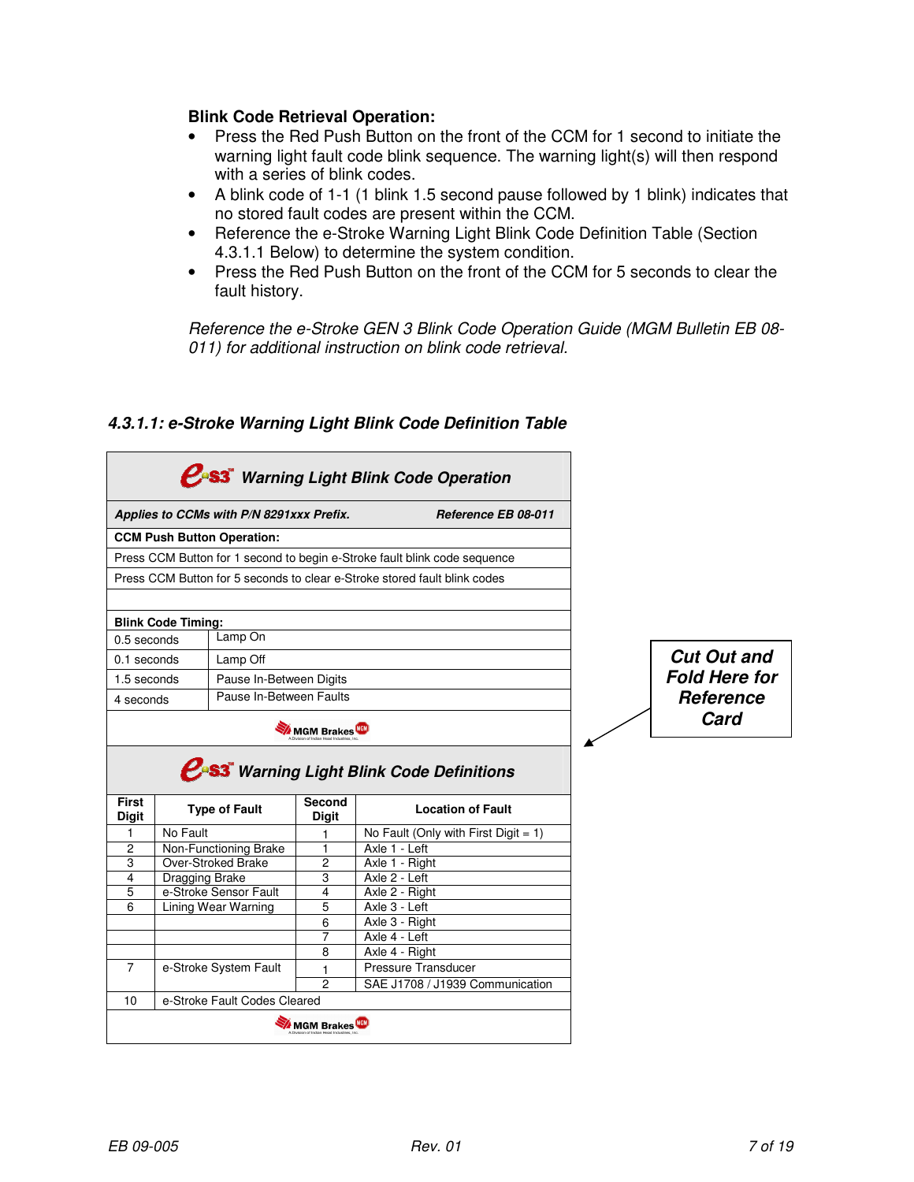**Blink Code Retrieval Operation:**

- Press the Red Push Button on the front of the CCM for 1 second to initiate the warning light fault code blink sequence. The warning light(s) will then respond with a series of blink codes.
- A blink code of 1-1 (1 blink 1.5 second pause followed by 1 blink) indicates that no stored fault codes are present within the CCM.
- Reference the e-Stroke Warning Light Blink Code Definition Table (Section 4.3.1.1 Below) to determine the system condition.
- Press the Red Push Button on the front of the CCM for 5 seconds to clear the fault history.

*Reference the e-Stroke GEN 3 Blink Code Operation Guide (MGM Bulletin EB 08-011) for additional instruction on blink code retrieval.*

### *4.3.1.1: e-Stroke Warning Light Blink Code Definition Table*

**eS3 Warning Light Blink Code Operation**

| *Applies to CCMs with P/N 8291xxx Prefix.* | *Reference EB 08-011* |
|---|---|
| **CCM Push Button Operation:** | |
| Press CCM Button for 1 second to begin e-Stroke fault blink code sequence | |
| Press CCM Button for 5 seconds to clear e-Stroke stored fault blink codes | |
| | |
| **Blink Code Timing:** | |
| 0.5 seconds | Lamp On |
| 0.1 seconds | Lamp Off |
| 1.5 seconds | Pause In-Between Digits |
| 4 seconds | Pause In-Between Faults |

MGM Brakes

**eS3 Warning Light Blink Code Definitions**

| First Digit | Type of Fault | Second Digit | Location of Fault |
|---|---|---|---|
| 1 | No Fault | 1 | No Fault (Only with First Digit = 1) |
| 2 | Non-Functioning Brake | 1 | Axle 1 - Left |
| 3 | Over-Stroked Brake | 2 | Axle 1 - Right |
| 4 | Dragging Brake | 3 | Axle 2 - Left |
| 5 | e-Stroke Sensor Fault | 4 | Axle 2 - Right |
| 6 | Lining Wear Warning | 5 | Axle 3 - Left |
| | | 6 | Axle 3 - Right |
| | | 7 | Axle 4 - Left |
| | | 8 | Axle 4 - Right |
| 7 | e-Stroke System Fault | 1 | Pressure Transducer |
| | | 2 | SAE J1708 / J1939 Communication |
| 10 | e-Stroke Fault Codes Cleared | | |

MGM Brakes

***Cut Out and Fold Here for Reference Card***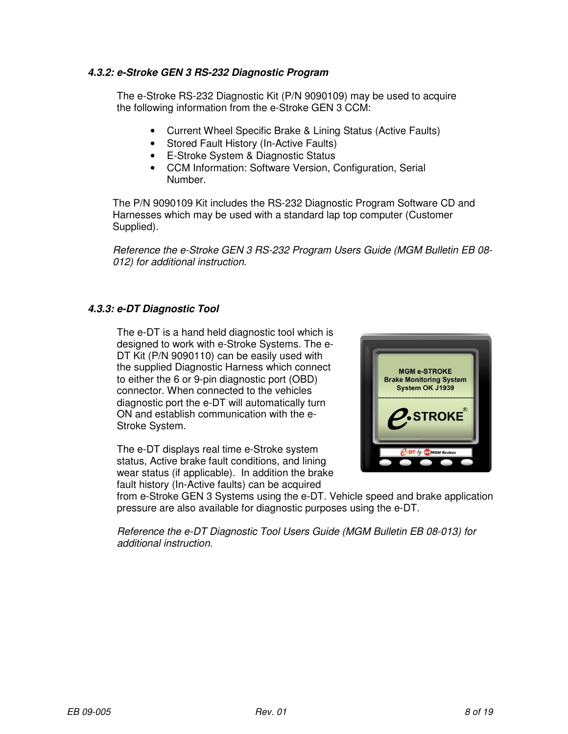### *4.3.2: e-Stroke GEN 3 RS-232 Diagnostic Program*

The e-Stroke RS-232 Diagnostic Kit (P/N 9090109) may be used to acquire the following information from the e-Stroke GEN 3 CCM:

- Current Wheel Specific Brake & Lining Status (Active Faults)
- Stored Fault History (In-Active Faults)
- E-Stroke System & Diagnostic Status
- CCM Information: Software Version, Configuration, Serial Number.

The P/N 9090109 Kit includes the RS-232 Diagnostic Program Software CD and Harnesses which may be used with a standard lap top computer (Customer Supplied).

*Reference the e-Stroke GEN 3 RS-232 Program Users Guide (MGM Bulletin EB 08-012) for additional instruction.*

### *4.3.3: e-DT Diagnostic Tool*

The e-DT is a hand held diagnostic tool which is designed to work with e-Stroke Systems. The e-DT Kit (P/N 9090110) can be easily used with the supplied Diagnostic Harness which connect to either the 6 or 9-pin diagnostic port (OBD) connector. When connected to the vehicles diagnostic port the e-DT will automatically turn ON and establish communication with the e-Stroke System.

The e-DT displays real time e-Stroke system status, Active brake fault conditions, and lining wear status (if applicable). In addition the brake fault history (In-Active faults) can be acquired from e-Stroke GEN 3 Systems using the e-DT. Vehicle speed and brake application pressure are also available for diagnostic purposes using the e-DT.

*Reference the e-DT Diagnostic Tool Users Guide (MGM Bulletin EB 08-013) for additional instruction.*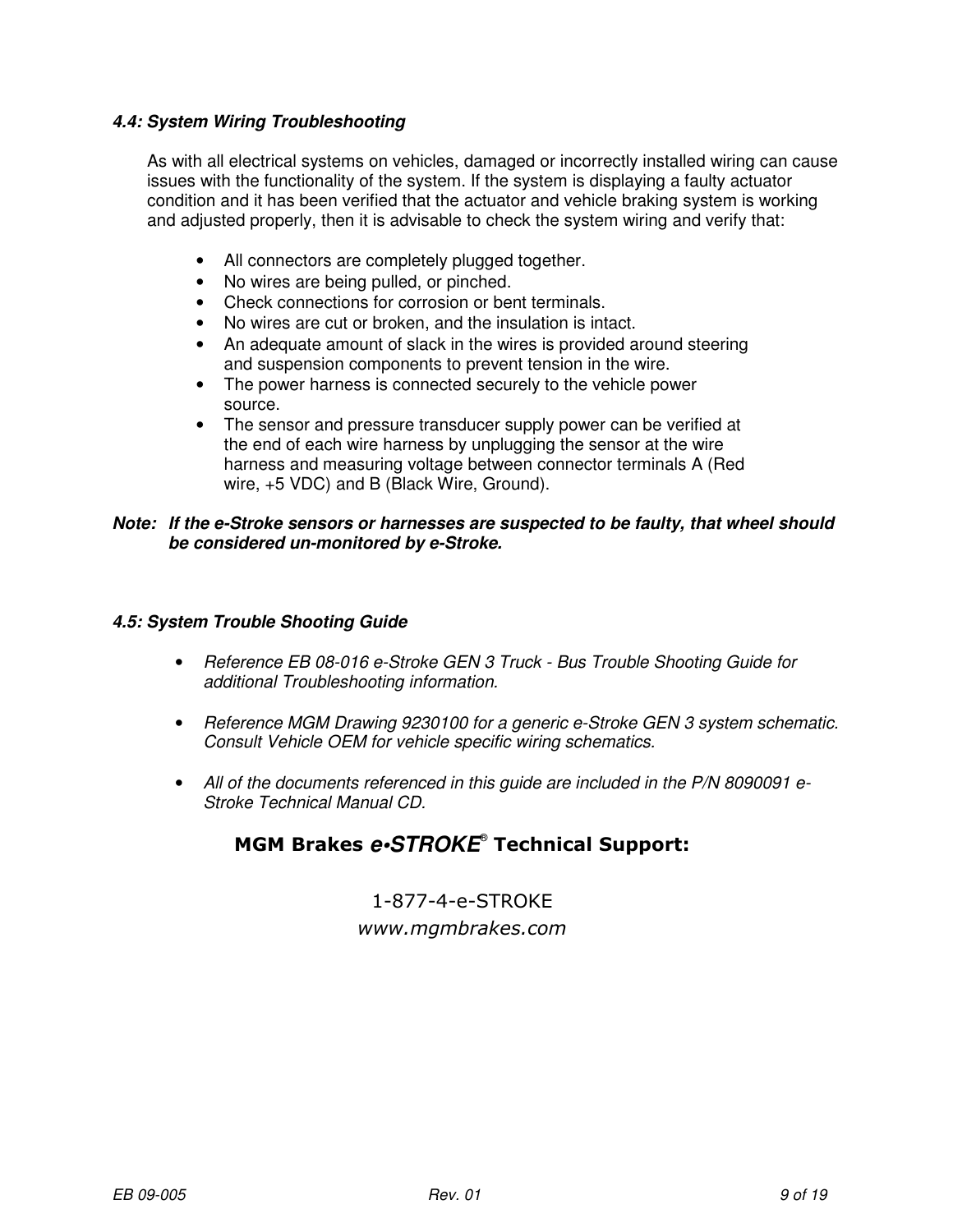### *4.4: System Wiring Troubleshooting*

As with all electrical systems on vehicles, damaged or incorrectly installed wiring can cause issues with the functionality of the system. If the system is displaying a faulty actuator condition and it has been verified that the actuator and vehicle braking system is working and adjusted properly, then it is advisable to check the system wiring and verify that:

- All connectors are completely plugged together.
- No wires are being pulled, or pinched.
- Check connections for corrosion or bent terminals.
- No wires are cut or broken, and the insulation is intact.
- An adequate amount of slack in the wires is provided around steering and suspension components to prevent tension in the wire.
- The power harness is connected securely to the vehicle power source.
- The sensor and pressure transducer supply power can be verified at the end of each wire harness by unplugging the sensor at the wire harness and measuring voltage between connector terminals A (Red wire, +5 VDC) and B (Black Wire, Ground).

***Note: If the e-Stroke sensors or harnesses are suspected to be faulty, that wheel should be considered un-monitored by e-Stroke.***

### *4.5: System Trouble Shooting Guide*

- *Reference EB 08-016 e-Stroke GEN 3 Truck - Bus Trouble Shooting Guide for additional Troubleshooting information.*

- *Reference MGM Drawing 9230100 for a generic e-Stroke GEN 3 system schematic. Consult Vehicle OEM for vehicle specific wiring schematics.*

- *All of the documents referenced in this guide are included in the P/N 8090091 e-Stroke Technical Manual CD.*

**MGM Brakes *e•STROKE*® Technical Support:**

1-877-4-e-STROKE

*www.mgmbrakes.com*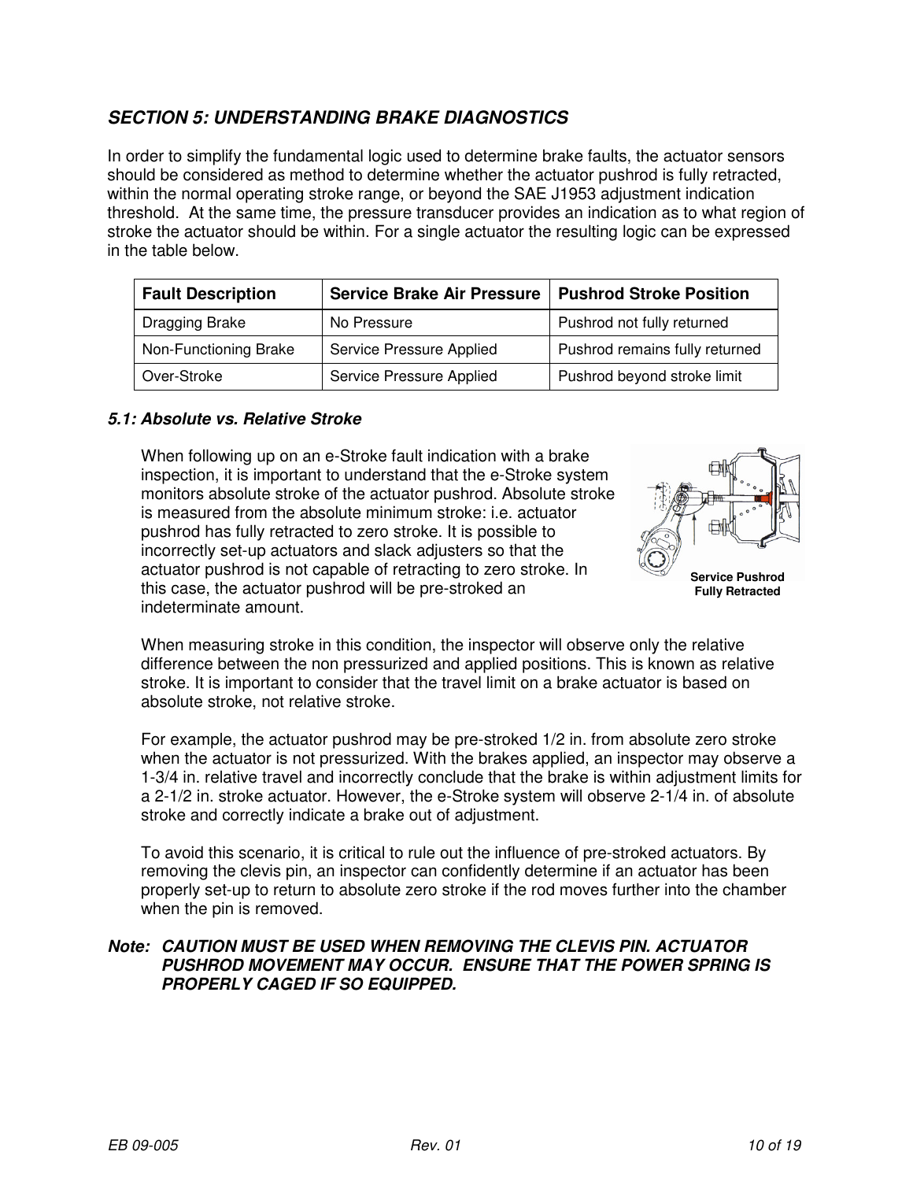## *SECTION 5: UNDERSTANDING BRAKE DIAGNOSTICS*

In order to simplify the fundamental logic used to determine brake faults, the actuator sensors should be considered as method to determine whether the actuator pushrod is fully retracted, within the normal operating stroke range, or beyond the SAE J1953 adjustment indication threshold. At the same time, the pressure transducer provides an indication as to what region of stroke the actuator should be within. For a single actuator the resulting logic can be expressed in the table below.

| Fault Description | Service Brake Air Pressure | Pushrod Stroke Position |
|---|---|---|
| Dragging Brake | No Pressure | Pushrod not fully returned |
| Non-Functioning Brake | Service Pressure Applied | Pushrod remains fully returned |
| Over-Stroke | Service Pressure Applied | Pushrod beyond stroke limit |

### *5.1: Absolute vs. Relative Stroke*

When following up on an e-Stroke fault indication with a brake inspection, it is important to understand that the e-Stroke system monitors absolute stroke of the actuator pushrod. Absolute stroke is measured from the absolute minimum stroke: i.e. actuator pushrod has fully retracted to zero stroke. It is possible to incorrectly set-up actuators and slack adjusters so that the actuator pushrod is not capable of retracting to zero stroke. In this case, the actuator pushrod will be pre-stroked an indeterminate amount.

Service Pushrod Fully Retracted

When measuring stroke in this condition, the inspector will observe only the relative difference between the non pressurized and applied positions. This is known as relative stroke. It is important to consider that the travel limit on a brake actuator is based on absolute stroke, not relative stroke.

For example, the actuator pushrod may be pre-stroked 1/2 in. from absolute zero stroke when the actuator is not pressurized. With the brakes applied, an inspector may observe a 1-3/4 in. relative travel and incorrectly conclude that the brake is within adjustment limits for a 2-1/2 in. stroke actuator. However, the e-Stroke system will observe 2-1/4 in. of absolute stroke and correctly indicate a brake out of adjustment.

To avoid this scenario, it is critical to rule out the influence of pre-stroked actuators. By removing the clevis pin, an inspector can confidently determine if an actuator has been properly set-up to return to absolute zero stroke if the rod moves further into the chamber when the pin is removed.

***Note: CAUTION MUST BE USED WHEN REMOVING THE CLEVIS PIN. ACTUATOR PUSHROD MOVEMENT MAY OCCUR. ENSURE THAT THE POWER SPRING IS PROPERLY CAGED IF SO EQUIPPED.***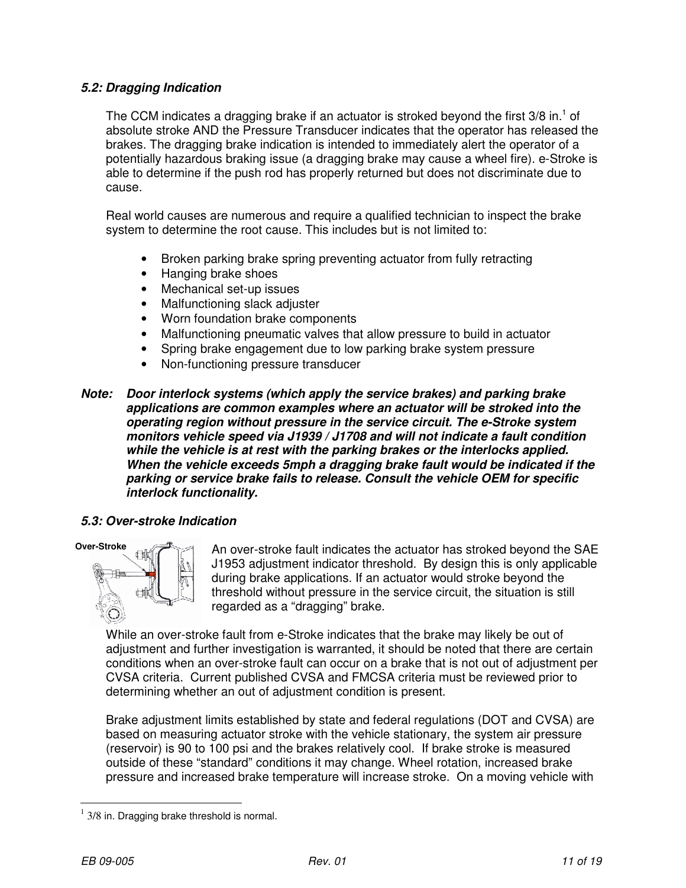### *5.2: Dragging Indication*

The CCM indicates a dragging brake if an actuator is stroked beyond the first 3/8 in.[1] of absolute stroke AND the Pressure Transducer indicates that the operator has released the brakes. The dragging brake indication is intended to immediately alert the operator of a potentially hazardous braking issue (a dragging brake may cause a wheel fire). e-Stroke is able to determine if the push rod has properly returned but does not discriminate due to cause.

Real world causes are numerous and require a qualified technician to inspect the brake system to determine the root cause. This includes but is not limited to:

- Broken parking brake spring preventing actuator from fully retracting
- Hanging brake shoes
- Mechanical set-up issues
- Malfunctioning slack adjuster
- Worn foundation brake components
- Malfunctioning pneumatic valves that allow pressure to build in actuator
- Spring brake engagement due to low parking brake system pressure
- Non-functioning pressure transducer

***Note: Door interlock systems (which apply the service brakes) and parking brake applications are common examples where an actuator will be stroked into the operating region without pressure in the service circuit. The e-Stroke system monitors vehicle speed via J1939 / J1708 and will not indicate a fault condition while the vehicle is at rest with the parking brakes or the interlocks applied. When the vehicle exceeds 5mph a dragging brake fault would be indicated if the parking or service brake fails to release. Consult the vehicle OEM for specific interlock functionality.***

### *5.3: Over-stroke Indication*

Over-Stroke

An over-stroke fault indicates the actuator has stroked beyond the SAE J1953 adjustment indicator threshold. By design this is only applicable during brake applications. If an actuator would stroke beyond the threshold without pressure in the service circuit, the situation is still regarded as a "dragging" brake.

While an over-stroke fault from e-Stroke indicates that the brake may likely be out of adjustment and further investigation is warranted, it should be noted that there are certain conditions when an over-stroke fault can occur on a brake that is not out of adjustment per CVSA criteria. Current published CVSA and FMCSA criteria must be reviewed prior to determining whether an out of adjustment condition is present.

Brake adjustment limits established by state and federal regulations (DOT and CVSA) are based on measuring actuator stroke with the vehicle stationary, the system air pressure (reservoir) is 90 to 100 psi and the brakes relatively cool. If brake stroke is measured outside of these "standard" conditions it may change. Wheel rotation, increased brake pressure and increased brake temperature will increase stroke. On a moving vehicle with

---

[1] 3/8 in. Dragging brake threshold is normal.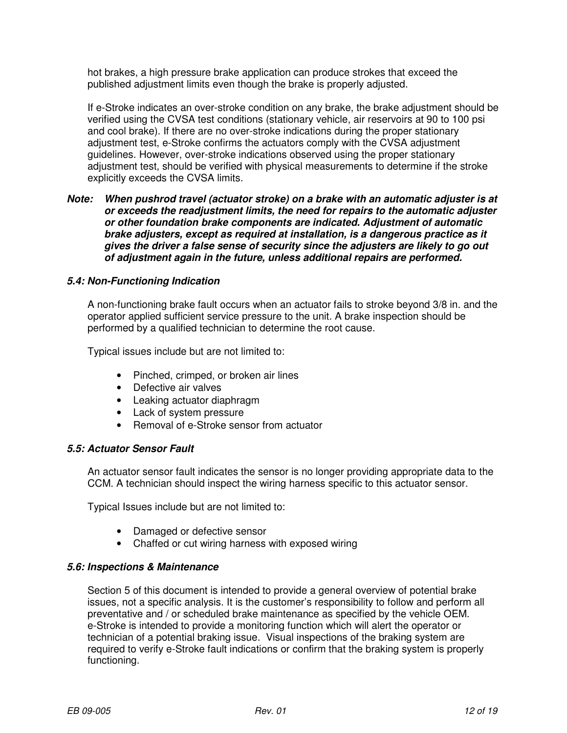hot brakes, a high pressure brake application can produce strokes that exceed the published adjustment limits even though the brake is properly adjusted.

If e-Stroke indicates an over-stroke condition on any brake, the brake adjustment should be verified using the CVSA test conditions (stationary vehicle, air reservoirs at 90 to 100 psi and cool brake). If there are no over-stroke indications during the proper stationary adjustment test, e-Stroke confirms the actuators comply with the CVSA adjustment guidelines. However, over-stroke indications observed using the proper stationary adjustment test, should be verified with physical measurements to determine if the stroke explicitly exceeds the CVSA limits.

***Note: When pushrod travel (actuator stroke) on a brake with an automatic adjuster is at or exceeds the readjustment limits, the need for repairs to the automatic adjuster or other foundation brake components are indicated. Adjustment of automatic brake adjusters, except as required at installation, is a dangerous practice as it gives the driver a false sense of security since the adjusters are likely to go out of adjustment again in the future, unless additional repairs are performed.***

### *5.4: Non-Functioning Indication*

A non-functioning brake fault occurs when an actuator fails to stroke beyond 3/8 in. and the operator applied sufficient service pressure to the unit. A brake inspection should be performed by a qualified technician to determine the root cause.

Typical issues include but are not limited to:

- Pinched, crimped, or broken air lines
- Defective air valves
- Leaking actuator diaphragm
- Lack of system pressure
- Removal of e-Stroke sensor from actuator

### *5.5: Actuator Sensor Fault*

An actuator sensor fault indicates the sensor is no longer providing appropriate data to the CCM. A technician should inspect the wiring harness specific to this actuator sensor.

Typical Issues include but are not limited to:

- Damaged or defective sensor
- Chaffed or cut wiring harness with exposed wiring

### *5.6: Inspections & Maintenance*

Section 5 of this document is intended to provide a general overview of potential brake issues, not a specific analysis. It is the customer's responsibility to follow and perform all preventative and / or scheduled brake maintenance as specified by the vehicle OEM. e-Stroke is intended to provide a monitoring function which will alert the operator or technician of a potential braking issue. Visual inspections of the braking system are required to verify e-Stroke fault indications or confirm that the braking system is properly functioning.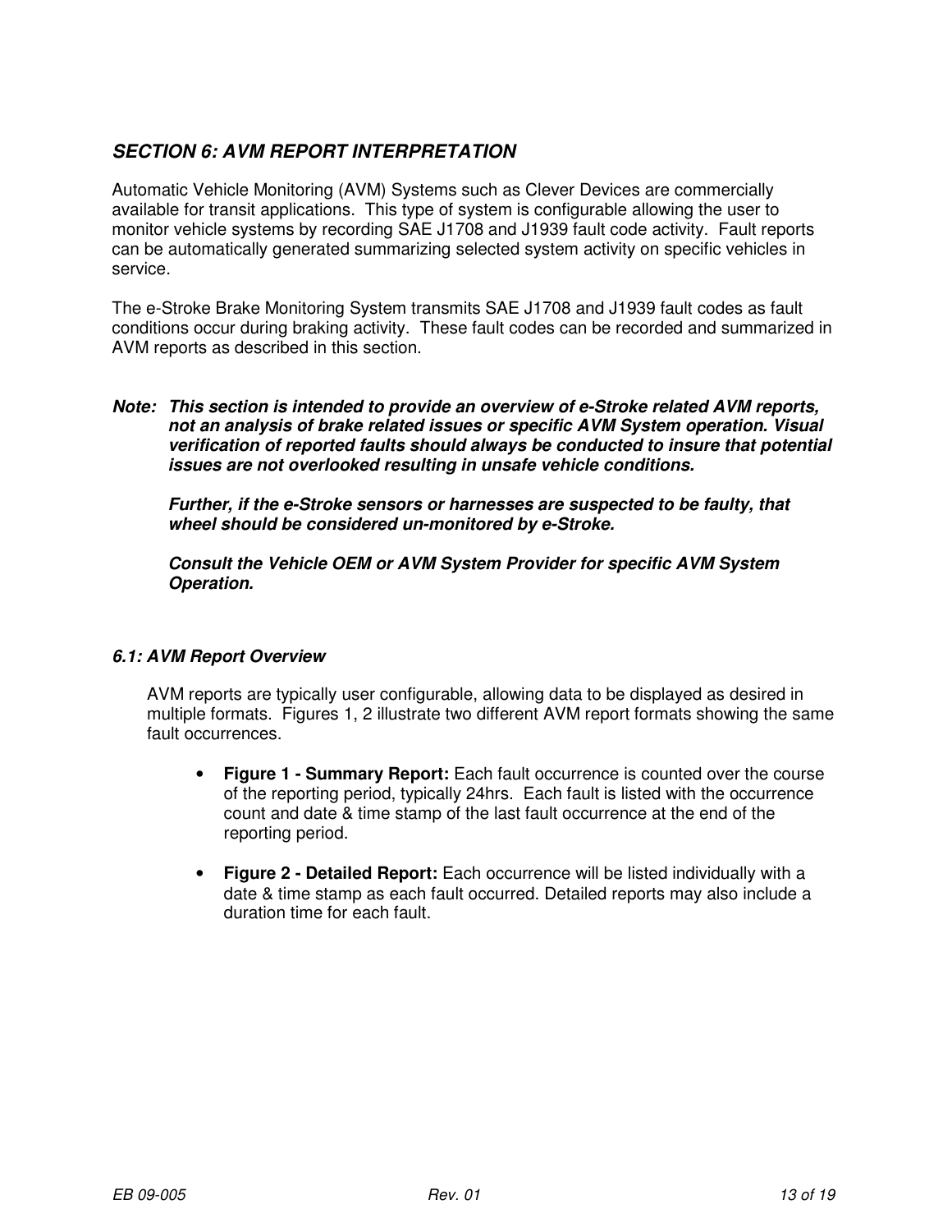## *SECTION 6: AVM REPORT INTERPRETATION*

Automatic Vehicle Monitoring (AVM) Systems such as Clever Devices are commercially available for transit applications. This type of system is configurable allowing the user to monitor vehicle systems by recording SAE J1708 and J1939 fault code activity. Fault reports can be automatically generated summarizing selected system activity on specific vehicles in service.

The e-Stroke Brake Monitoring System transmits SAE J1708 and J1939 fault codes as fault conditions occur during braking activity. These fault codes can be recorded and summarized in AVM reports as described in this section.

***Note: This section is intended to provide an overview of e-Stroke related AVM reports, not an analysis of brake related issues or specific AVM System operation. Visual verification of reported faults should always be conducted to insure that potential issues are not overlooked resulting in unsafe vehicle conditions.***

***Further, if the e-Stroke sensors or harnesses are suspected to be faulty, that wheel should be considered un-monitored by e-Stroke.***

***Consult the Vehicle OEM or AVM System Provider for specific AVM System Operation.***

### *6.1: AVM Report Overview*

AVM reports are typically user configurable, allowing data to be displayed as desired in multiple formats. Figures 1, 2 illustrate two different AVM report formats showing the same fault occurrences.

- **Figure 1 - Summary Report:** Each fault occurrence is counted over the course of the reporting period, typically 24hrs. Each fault is listed with the occurrence count and date & time stamp of the last fault occurrence at the end of the reporting period.

- **Figure 2 - Detailed Report:** Each occurrence will be listed individually with a date & time stamp as each fault occurred. Detailed reports may also include a duration time for each fault.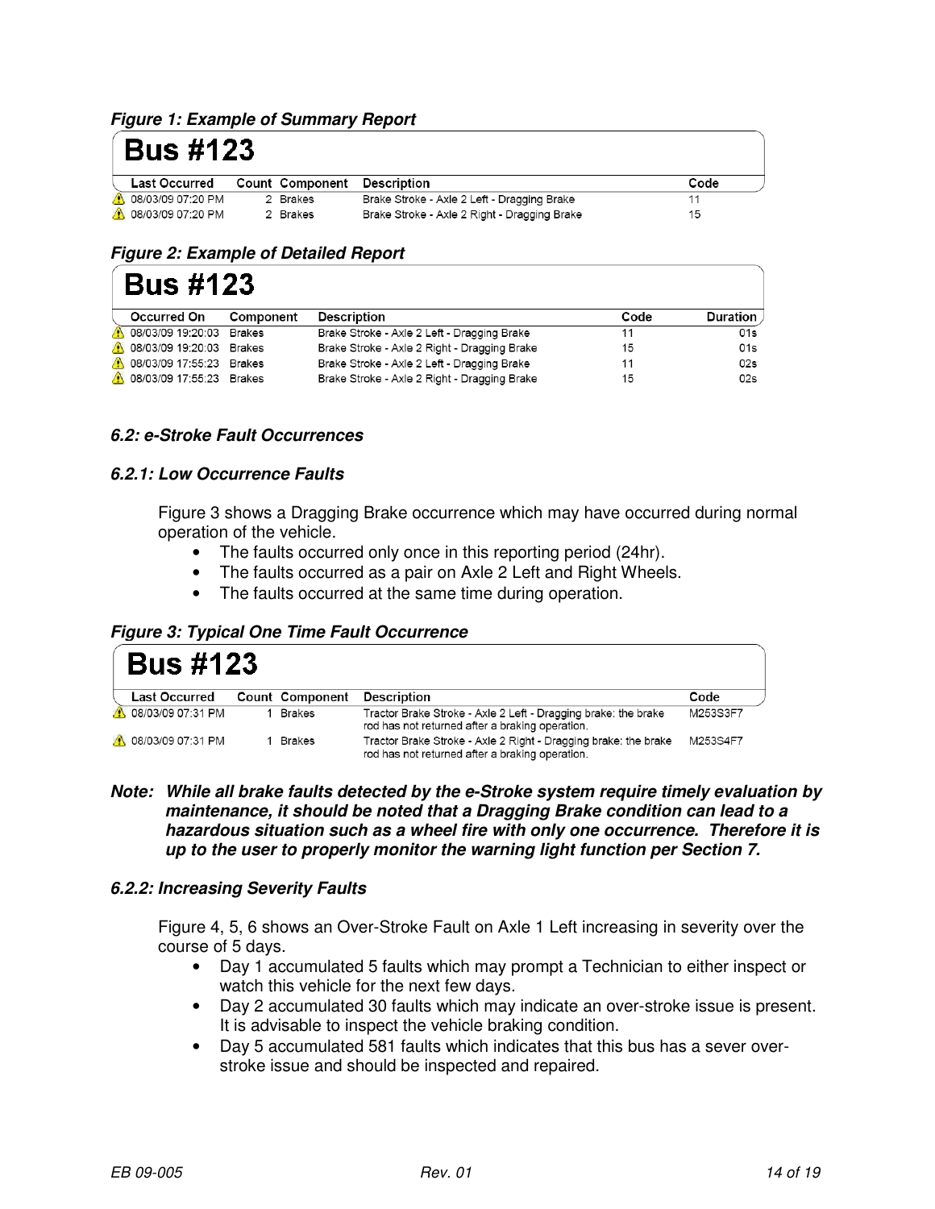***Figure 1: Example of Summary Report***

**Bus #123**

| | Last Occurred | Count | Component | Description | Code |
|---|---|---|---|---|---|
| ⚠ | 08/03/09 07:20 PM | 2 | Brakes | Brake Stroke - Axle 2 Left - Dragging Brake | 11 |
| ⚠ | 08/03/09 07:20 PM | 2 | Brakes | Brake Stroke - Axle 2 Right - Dragging Brake | 15 |

***Figure 2: Example of Detailed Report***

**Bus #123**

| | Occurred On | Component | Description | Code | Duration |
|---|---|---|---|---|---|
| ⚠ | 08/03/09 19:20:03 | Brakes | Brake Stroke - Axle 2 Left - Dragging Brake | 11 | 01s |
| ⚠ | 08/03/09 19:20:03 | Brakes | Brake Stroke - Axle 2 Right - Dragging Brake | 15 | 01s |
| ⚠ | 08/03/09 17:55:23 | Brakes | Brake Stroke - Axle 2 Left - Dragging Brake | 11 | 02s |
| ⚠ | 08/03/09 17:55:23 | Brakes | Brake Stroke - Axle 2 Right - Dragging Brake | 15 | 02s |

### *6.2: e-Stroke Fault Occurrences*

#### *6.2.1: Low Occurrence Faults*

Figure 3 shows a Dragging Brake occurrence which may have occurred during normal operation of the vehicle.

- The faults occurred only once in this reporting period (24hr).
- The faults occurred as a pair on Axle 2 Left and Right Wheels.
- The faults occurred at the same time during operation.

***Figure 3: Typical One Time Fault Occurrence***

**Bus #123**

| | Last Occurred | Count | Component | Description | Code |
|---|---|---|---|---|---|
| ⚠ | 08/03/09 07:31 PM | 1 | Brakes | Tractor Brake Stroke - Axle 2 Left - Dragging brake: the brake rod has not returned after a braking operation. | M253S3F7 |
| ⚠ | 08/03/09 07:31 PM | 1 | Brakes | Tractor Brake Stroke - Axle 2 Right - Dragging brake: the brake rod has not returned after a braking operation. | M253S4F7 |

***Note: While all brake faults detected by the e-Stroke system require timely evaluation by maintenance, it should be noted that a Dragging Brake condition can lead to a hazardous situation such as a wheel fire with only one occurrence. Therefore it is up to the user to properly monitor the warning light function per Section 7.***

#### *6.2.2: Increasing Severity Faults*

Figure 4, 5, 6 shows an Over-Stroke Fault on Axle 1 Left increasing in severity over the course of 5 days.

- Day 1 accumulated 5 faults which may prompt a Technician to either inspect or watch this vehicle for the next few days.
- Day 2 accumulated 30 faults which may indicate an over-stroke issue is present. It is advisable to inspect the vehicle braking condition.
- Day 5 accumulated 581 faults which indicates that this bus has a sever over-stroke issue and should be inspected and repaired.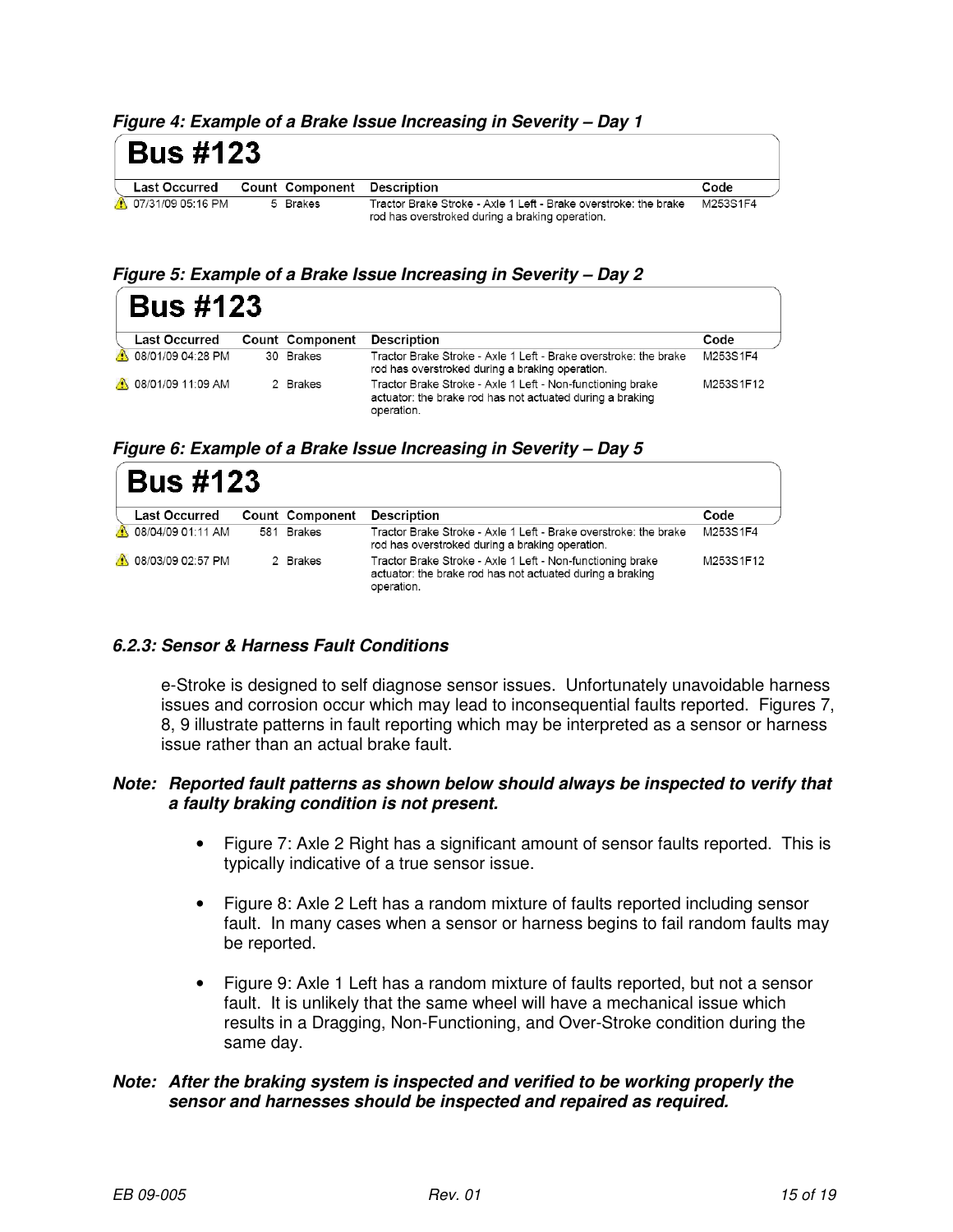***Figure 4: Example of a Brake Issue Increasing in Severity – Day 1***

**Bus #123**

| Last Occurred | Count | Component | Description | Code |
|---|---|---|---|---|
| ⚠ 07/31/09 05:16 PM | 5 | Brakes | Tractor Brake Stroke - Axle 1 Left - Brake overstroke: the brake rod has overstroked during a braking operation. | M253S1F4 |

***Figure 5: Example of a Brake Issue Increasing in Severity – Day 2***

**Bus #123**

| Last Occurred | Count | Component | Description | Code |
|---|---|---|---|---|
| ⚠ 08/01/09 04:28 PM | 30 | Brakes | Tractor Brake Stroke - Axle 1 Left - Brake overstroke: the brake rod has overstroked during a braking operation. | M253S1F4 |
| ⚠ 08/01/09 11:09 AM | 2 | Brakes | Tractor Brake Stroke - Axle 1 Left - Non-functioning brake actuator: the brake rod has not actuated during a braking operation. | M253S1F12 |

***Figure 6: Example of a Brake Issue Increasing in Severity – Day 5***

**Bus #123**

| Last Occurred | Count | Component | Description | Code |
|---|---|---|---|---|
| ⚠ 08/04/09 01:11 AM | 581 | Brakes | Tractor Brake Stroke - Axle 1 Left - Brake overstroke: the brake rod has overstroked during a braking operation. | M253S1F4 |
| ⚠ 08/03/09 02:57 PM | 2 | Brakes | Tractor Brake Stroke - Axle 1 Left - Non-functioning brake actuator: the brake rod has not actuated during a braking operation. | M253S1F12 |

### ***6.2.3: Sensor & Harness Fault Conditions***

e-Stroke is designed to self diagnose sensor issues. Unfortunately unavoidable harness issues and corrosion occur which may lead to inconsequential faults reported. Figures 7, 8, 9 illustrate patterns in fault reporting which may be interpreted as a sensor or harness issue rather than an actual brake fault.

***Note: Reported fault patterns as shown below should always be inspected to verify that a faulty braking condition is not present.***

- Figure 7: Axle 2 Right has a significant amount of sensor faults reported. This is typically indicative of a true sensor issue.
- Figure 8: Axle 2 Left has a random mixture of faults reported including sensor fault. In many cases when a sensor or harness begins to fail random faults may be reported.
- Figure 9: Axle 1 Left has a random mixture of faults reported, but not a sensor fault. It is unlikely that the same wheel will have a mechanical issue which results in a Dragging, Non-Functioning, and Over-Stroke condition during the same day.

***Note: After the braking system is inspected and verified to be working properly the sensor and harnesses should be inspected and repaired as required.***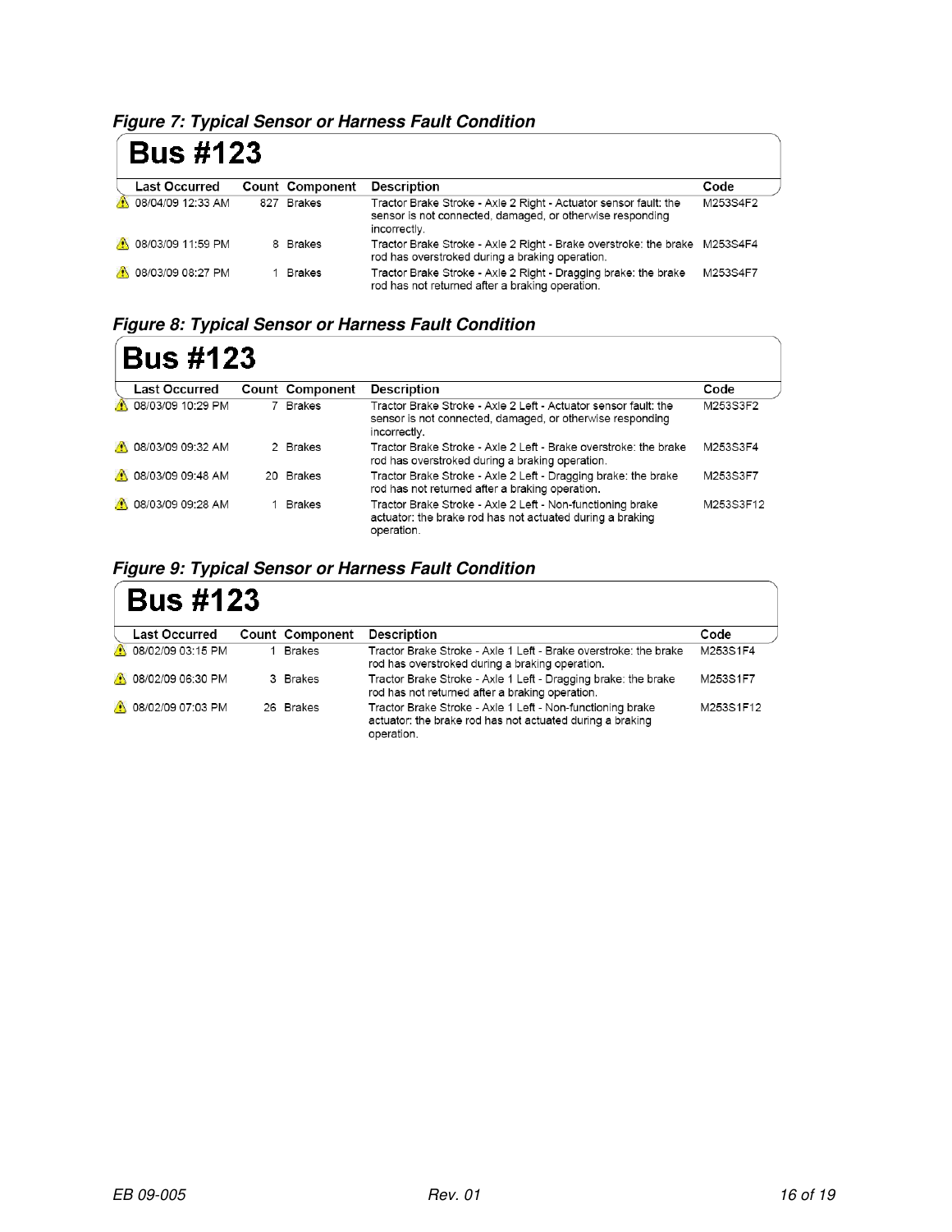***Figure 7: Typical Sensor or Harness Fault Condition***

## Bus #123

| Last Occurred | Count | Component | Description | Code |
|---|---|---|---|---|
| ⚠ 08/04/09 12:33 AM | 827 | Brakes | Tractor Brake Stroke - Axle 2 Right - Actuator sensor fault: the sensor is not connected, damaged, or otherwise responding incorrectly. | M253S4F2 |
| ⚠ 08/03/09 11:59 PM | 8 | Brakes | Tractor Brake Stroke - Axle 2 Right - Brake overstroke: the brake rod has overstroked during a braking operation. | M253S4F4 |
| ⚠ 08/03/09 08:27 PM | 1 | Brakes | Tractor Brake Stroke - Axle 2 Right - Dragging brake: the brake rod has not returned after a braking operation. | M253S4F7 |

***Figure 8: Typical Sensor or Harness Fault Condition***

## Bus #123

| Last Occurred | Count | Component | Description | Code |
|---|---|---|---|---|
| ⚠ 08/03/09 10:29 PM | 7 | Brakes | Tractor Brake Stroke - Axle 2 Left - Actuator sensor fault: the sensor is not connected, damaged, or otherwise responding incorrectly. | M253S3F2 |
| ⚠ 08/03/09 09:32 AM | 2 | Brakes | Tractor Brake Stroke - Axle 2 Left - Brake overstroke: the brake rod has overstroked during a braking operation. | M253S3F4 |
| ⚠ 08/03/09 09:48 AM | 20 | Brakes | Tractor Brake Stroke - Axle 2 Left - Dragging brake: the brake rod has not returned after a braking operation. | M253S3F7 |
| ⚠ 08/03/09 09:28 AM | 1 | Brakes | Tractor Brake Stroke - Axle 2 Left - Non-functioning brake actuator: the brake rod has not actuated during a braking operation. | M253S3F12 |

***Figure 9: Typical Sensor or Harness Fault Condition***

## Bus #123

| Last Occurred | Count | Component | Description | Code |
|---|---|---|---|---|
| ⚠ 08/02/09 03:15 PM | 1 | Brakes | Tractor Brake Stroke - Axle 1 Left - Brake overstroke: the brake rod has overstroked during a braking operation. | M253S1F4 |
| ⚠ 08/02/09 06:30 PM | 3 | Brakes | Tractor Brake Stroke - Axle 1 Left - Dragging brake: the brake rod has not returned after a braking operation. | M253S1F7 |
| ⚠ 08/02/09 07:03 PM | 26 | Brakes | Tractor Brake Stroke - Axle 1 Left - Non-functioning brake actuator: the brake rod has not actuated during a braking operation. | M253S1F12 |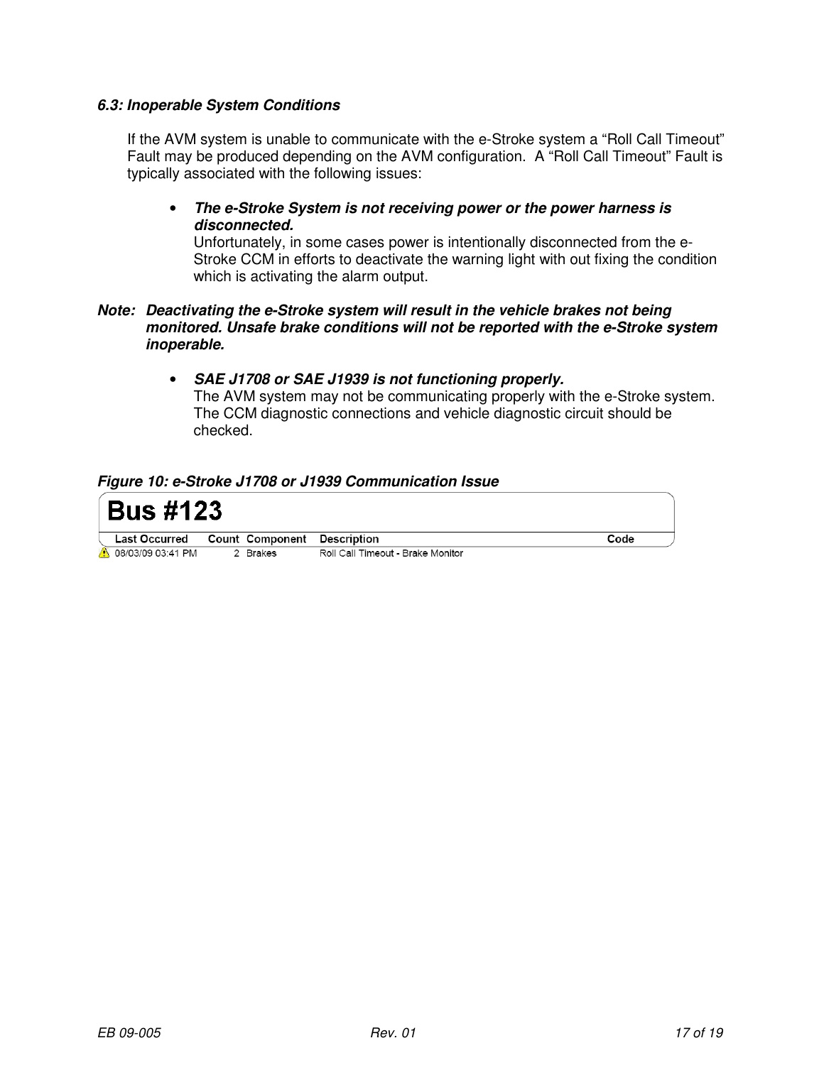### *6.3: Inoperable System Conditions*

If the AVM system is unable to communicate with the e-Stroke system a "Roll Call Timeout" Fault may be produced depending on the AVM configuration. A "Roll Call Timeout" Fault is typically associated with the following issues:

- ***The e-Stroke System is not receiving power or the power harness is disconnected.***
  Unfortunately, in some cases power is intentionally disconnected from the e-Stroke CCM in efforts to deactivate the warning light with out fixing the condition which is activating the alarm output.

***Note: Deactivating the e-Stroke system will result in the vehicle brakes not being monitored. Unsafe brake conditions will not be reported with the e-Stroke system inoperable.***

- ***SAE J1708 or SAE J1939 is not functioning properly.***
  The AVM system may not be communicating properly with the e-Stroke system. The CCM diagnostic connections and vehicle diagnostic circuit should be checked.

***Figure 10: e-Stroke J1708 or J1939 Communication Issue***

**Bus #123**

| Last Occurred | Count | Component | Description | Code |
|---|---|---|---|---|
| ⚠ 08/03/09 03:41 PM | 2 | Brakes | Roll Call Timeout - Brake Monitor | |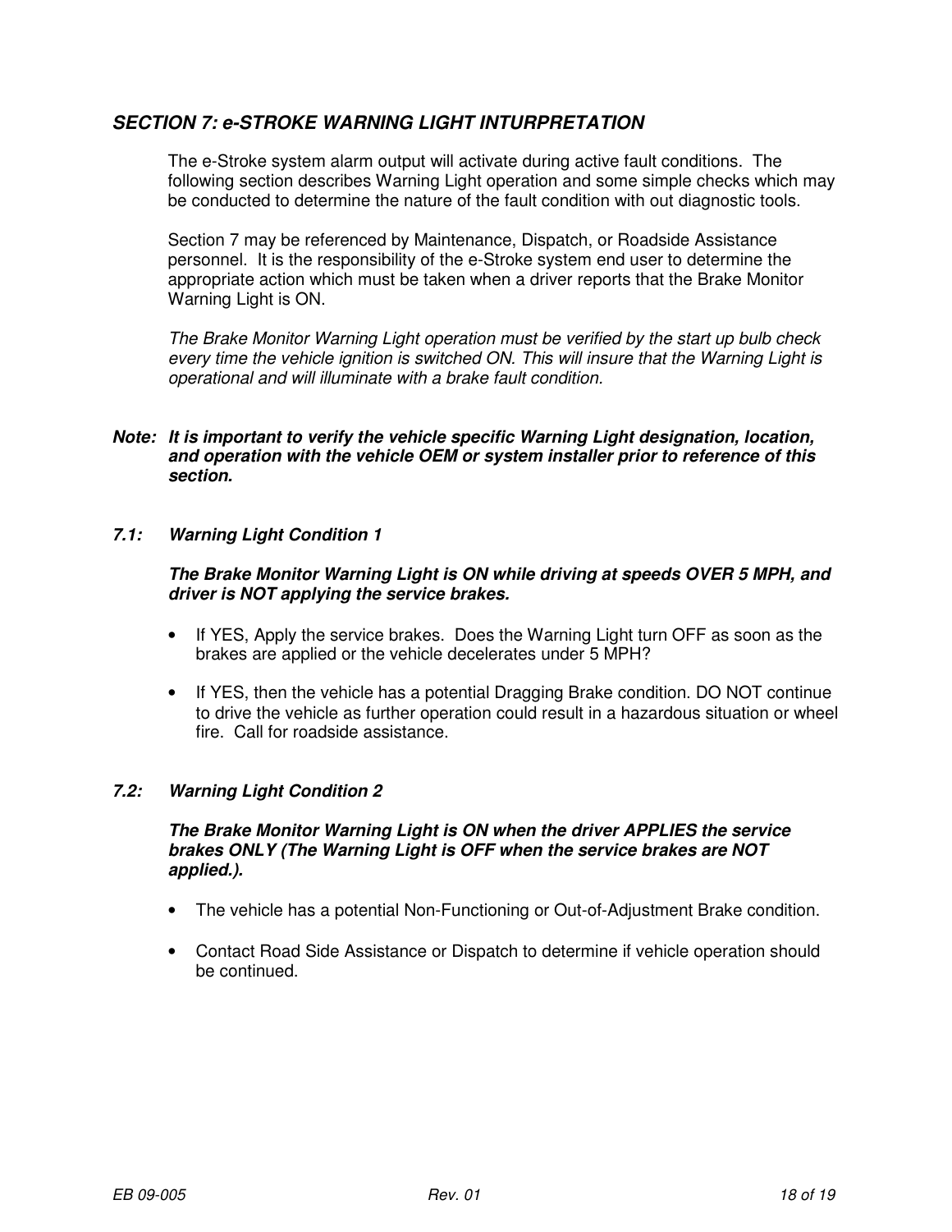## *SECTION 7: e-STROKE WARNING LIGHT INTURPRETATION*

The e-Stroke system alarm output will activate during active fault conditions. The following section describes Warning Light operation and some simple checks which may be conducted to determine the nature of the fault condition with out diagnostic tools.

Section 7 may be referenced by Maintenance, Dispatch, or Roadside Assistance personnel. It is the responsibility of the e-Stroke system end user to determine the appropriate action which must be taken when a driver reports that the Brake Monitor Warning Light is ON.

*The Brake Monitor Warning Light operation must be verified by the start up bulb check every time the vehicle ignition is switched ON. This will insure that the Warning Light is operational and will illuminate with a brake fault condition.*

***Note: It is important to verify the vehicle specific Warning Light designation, location, and operation with the vehicle OEM or system installer prior to reference of this section.***

### *7.1: Warning Light Condition 1*

***The Brake Monitor Warning Light is ON while driving at speeds OVER 5 MPH, and driver is NOT applying the service brakes.***

- If YES, Apply the service brakes. Does the Warning Light turn OFF as soon as the brakes are applied or the vehicle decelerates under 5 MPH?
- If YES, then the vehicle has a potential Dragging Brake condition. DO NOT continue to drive the vehicle as further operation could result in a hazardous situation or wheel fire. Call for roadside assistance.

### *7.2: Warning Light Condition 2*

***The Brake Monitor Warning Light is ON when the driver APPLIES the service brakes ONLY (The Warning Light is OFF when the service brakes are NOT applied.).***

- The vehicle has a potential Non-Functioning or Out-of-Adjustment Brake condition.
- Contact Road Side Assistance or Dispatch to determine if vehicle operation should be continued.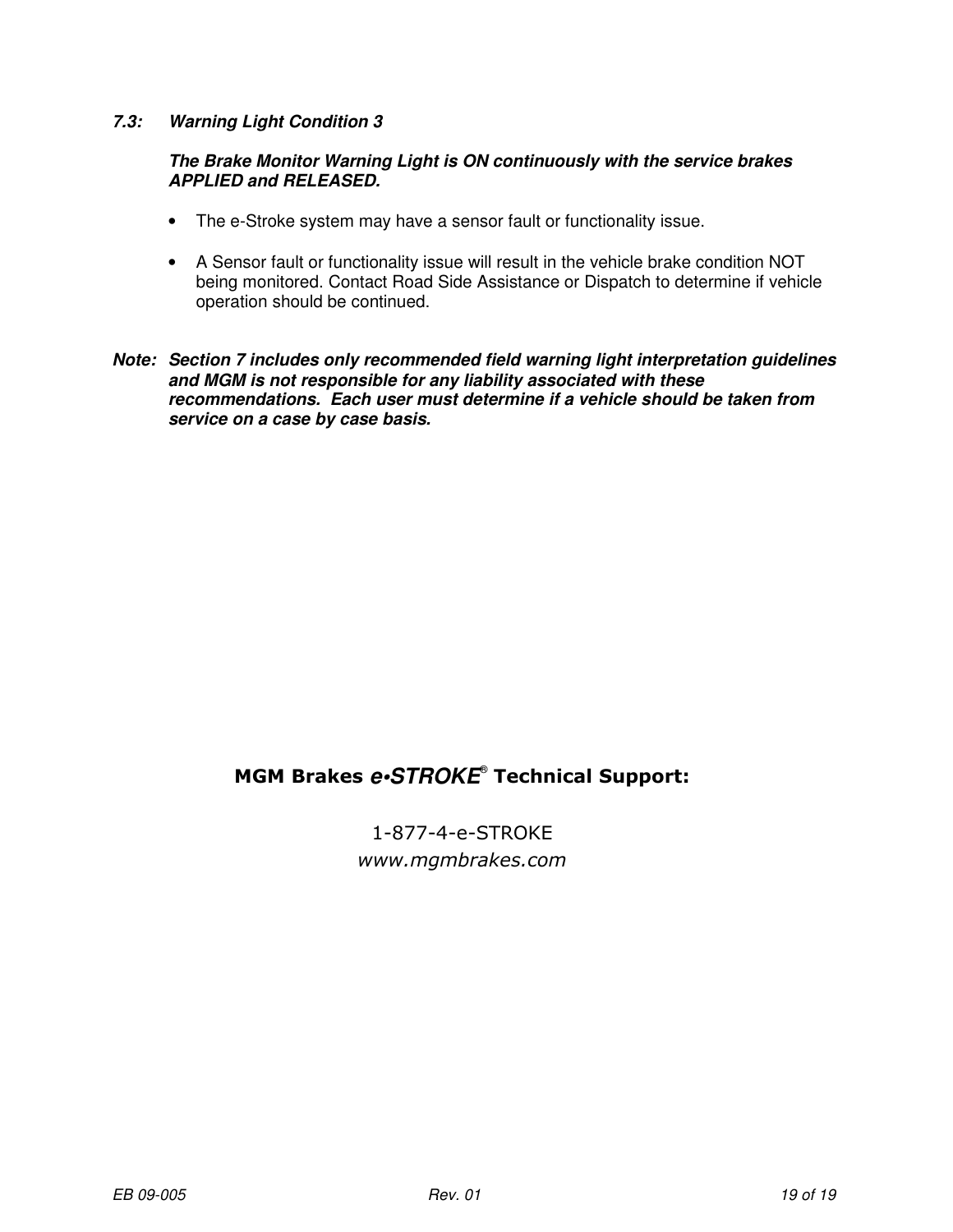### *7.3: Warning Light Condition 3*

***The Brake Monitor Warning Light is ON continuously with the service brakes APPLIED and RELEASED.***

- The e-Stroke system may have a sensor fault or functionality issue.
- A Sensor fault or functionality issue will result in the vehicle brake condition NOT being monitored. Contact Road Side Assistance or Dispatch to determine if vehicle operation should be continued.

***Note: Section 7 includes only recommended field warning light interpretation guidelines and MGM is not responsible for any liability associated with these recommendations. Each user must determine if a vehicle should be taken from service on a case by case basis.***

**MGM Brakes *e•STROKE*® Technical Support:**

1-877-4-e-STROKE

*www.mgmbrakes.com*